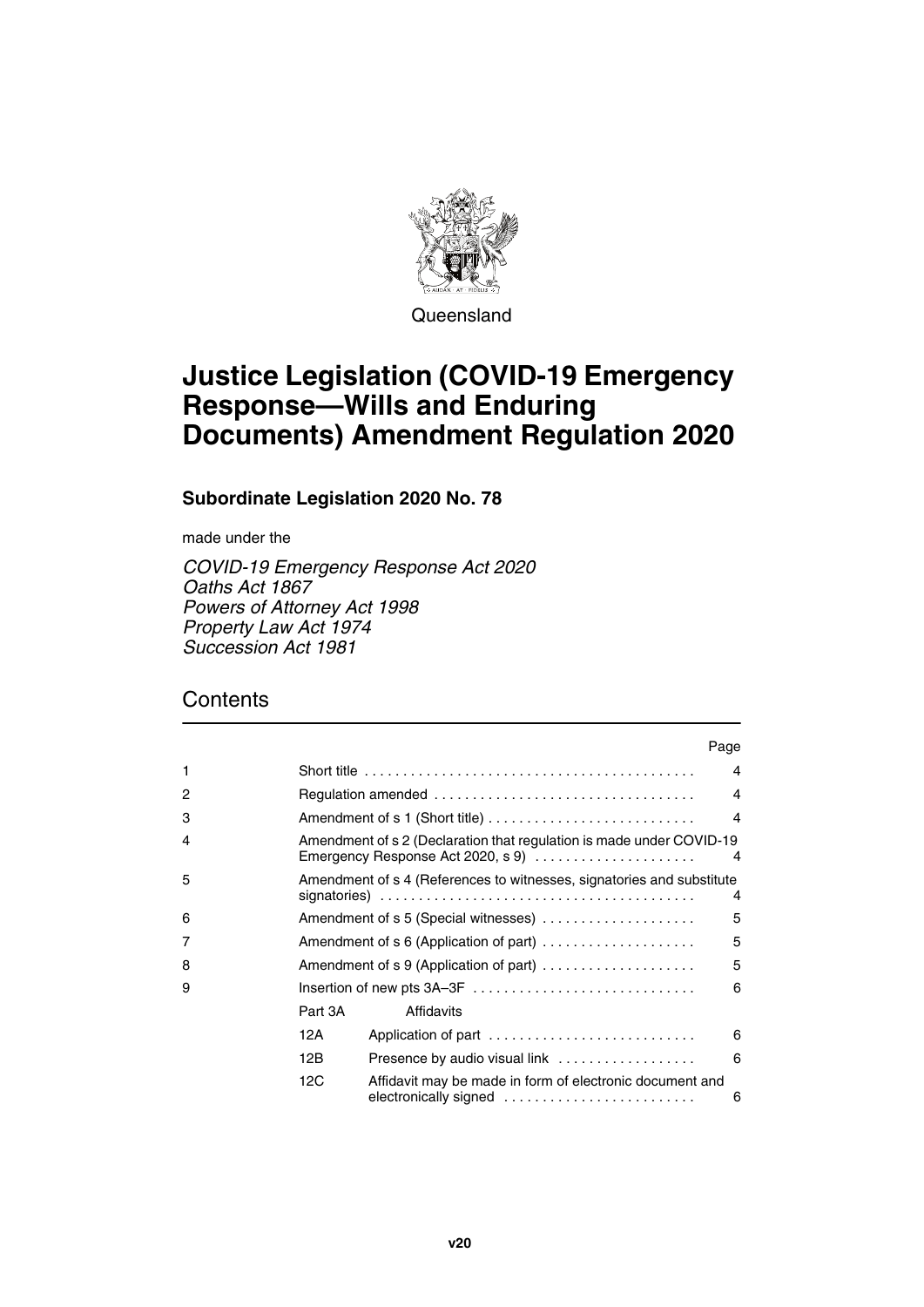Queensland

# Justice Legislation (COVID-19 Emergency Response—Wills and Enduring Documents) Amendment Regulation 2020

## Subordinate Legislation 2020 No. 78

made under the

*COVID-19 Emergency Response Act 2020*
*Oaths Act 1867*
*Powers of Attorney Act 1998*
*Property Law Act 1974*
*Succession Act 1981*

## Contents

| | | | Page |
|---|---|---|---|
| 1 | Short title | | 4 |
| 2 | Regulation amended | | 4 |
| 3 | Amendment of s 1 (Short title) | | 4 |
| 4 | Amendment of s 2 (Declaration that regulation is made under COVID-19 Emergency Response Act 2020, s 9) | | 4 |
| 5 | Amendment of s 4 (References to witnesses, signatories and substitute signatories) | | 4 |
| 6 | Amendment of s 5 (Special witnesses) | | 5 |
| 7 | Amendment of s 6 (Application of part) | | 5 |
| 8 | Amendment of s 9 (Application of part) | | 5 |
| 9 | Insertion of new pts 3A–3F | | 6 |
| | Part 3A | Affidavits | |
| | 12A | Application of part | 6 |
| | 12B | Presence by audio visual link | 6 |
| | 12C | Affidavit may be made in form of electronic document and electronically signed | 6 |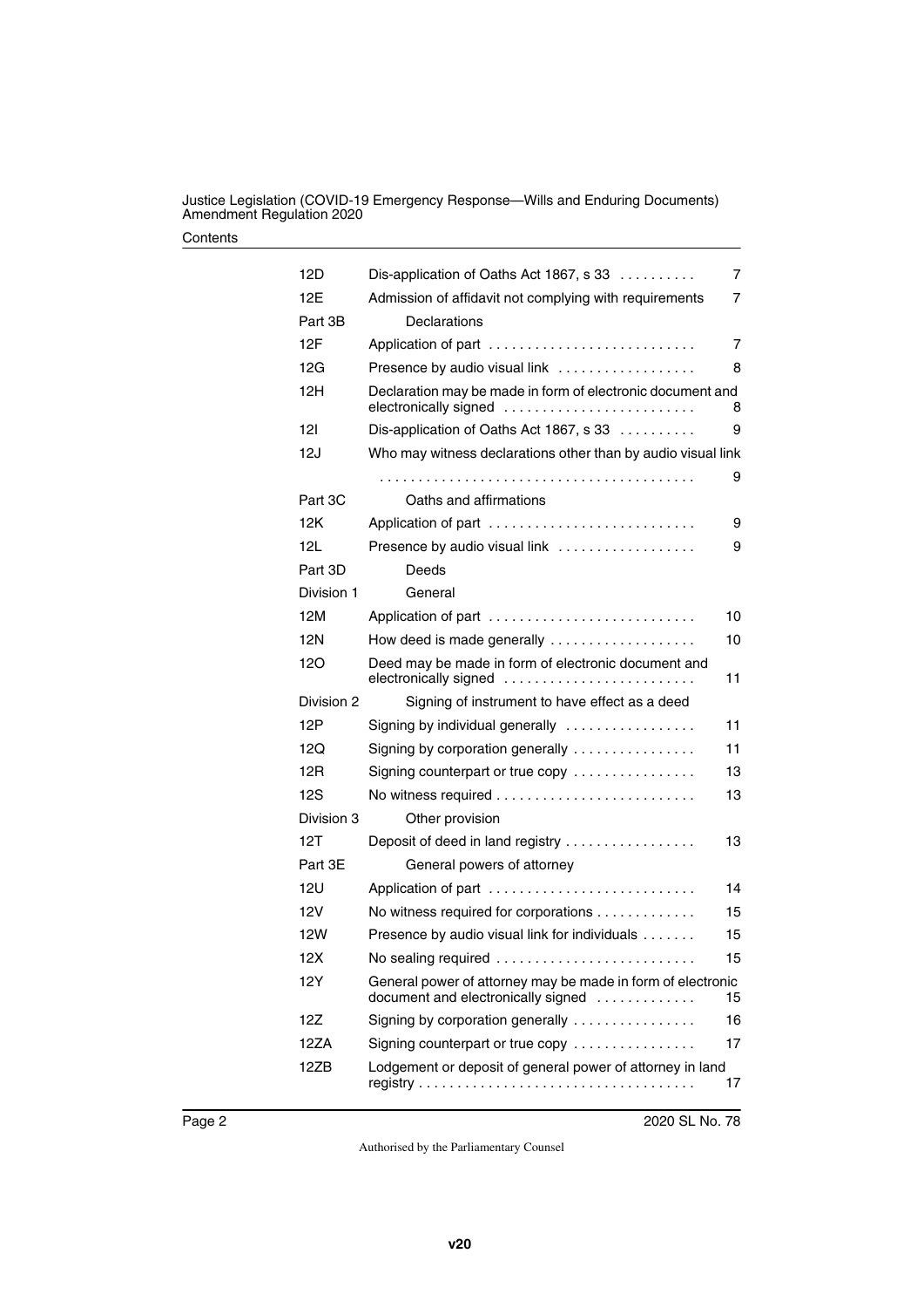| | | |
|---|---|---|
| 12D | Dis-application of Oaths Act 1867, s 33 | 7 |
| 12E | Admission of affidavit not complying with requirements | 7 |
| Part 3B | Declarations | |
| 12F | Application of part | 7 |
| 12G | Presence by audio visual link | 8 |
| 12H | Declaration may be made in form of electronic document and electronically signed | 8 |
| 12I | Dis-application of Oaths Act 1867, s 33 | 9 |
| 12J | Who may witness declarations other than by audio visual link | 9 |
| Part 3C | Oaths and affirmations | |
| 12K | Application of part | 9 |
| 12L | Presence by audio visual link | 9 |
| Part 3D | Deeds | |
| Division 1 | General | |
| 12M | Application of part | 10 |
| 12N | How deed is made generally | 10 |
| 12O | Deed may be made in form of electronic document and electronically signed | 11 |
| Division 2 | Signing of instrument to have effect as a deed | |
| 12P | Signing by individual generally | 11 |
| 12Q | Signing by corporation generally | 11 |
| 12R | Signing counterpart or true copy | 13 |
| 12S | No witness required | 13 |
| Division 3 | Other provision | |
| 12T | Deposit of deed in land registry | 13 |
| Part 3E | General powers of attorney | |
| 12U | Application of part | 14 |
| 12V | No witness required for corporations | 15 |
| 12W | Presence by audio visual link for individuals | 15 |
| 12X | No sealing required | 15 |
| 12Y | General power of attorney may be made in form of electronic document and electronically signed | 15 |
| 12Z | Signing by corporation generally | 16 |
| 12ZA | Signing counterpart or true copy | 17 |
| 12ZB | Lodgement or deposit of general power of attorney in land registry | 17 |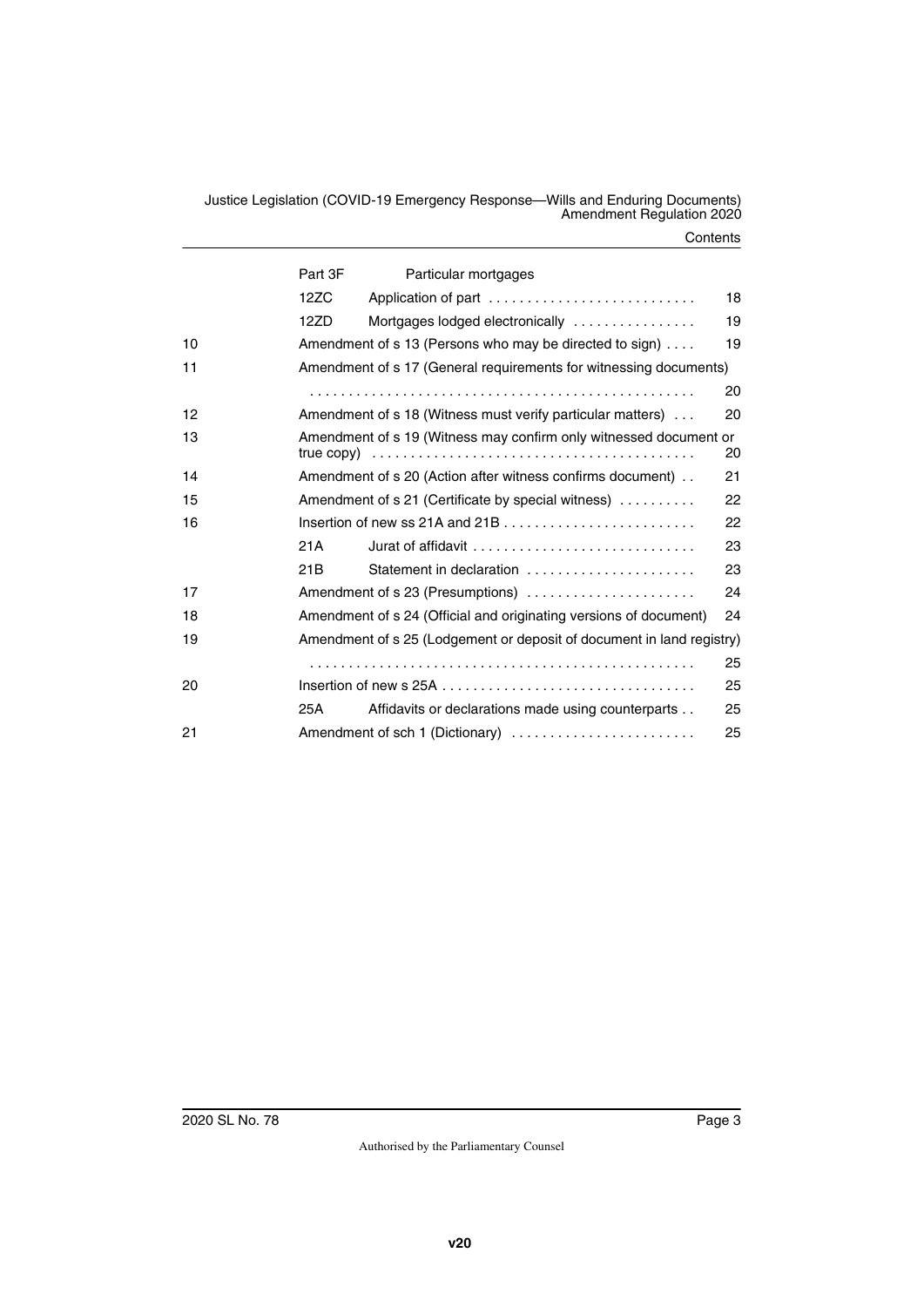| | | | |
|---|---|---|---|
| | Part 3F | Particular mortgages | |
| | 12ZC | Application of part | 18 |
| | 12ZD | Mortgages lodged electronically | 19 |
| 10 | | Amendment of s 13 (Persons who may be directed to sign) | 19 |
| 11 | | Amendment of s 17 (General requirements for witnessing documents) | 20 |
| 12 | | Amendment of s 18 (Witness must verify particular matters) | 20 |
| 13 | | Amendment of s 19 (Witness may confirm only witnessed document or true copy) | 20 |
| 14 | | Amendment of s 20 (Action after witness confirms document) | 21 |
| 15 | | Amendment of s 21 (Certificate by special witness) | 22 |
| 16 | | Insertion of new ss 21A and 21B | 22 |
| | 21A | Jurat of affidavit | 23 |
| | 21B | Statement in declaration | 23 |
| 17 | | Amendment of s 23 (Presumptions) | 24 |
| 18 | | Amendment of s 24 (Official and originating versions of document) | 24 |
| 19 | | Amendment of s 25 (Lodgement or deposit of document in land registry) | 25 |
| 20 | | Insertion of new s 25A | 25 |
| | 25A | Affidavits or declarations made using counterparts | 25 |
| 21 | | Amendment of sch 1 (Dictionary) | 25 |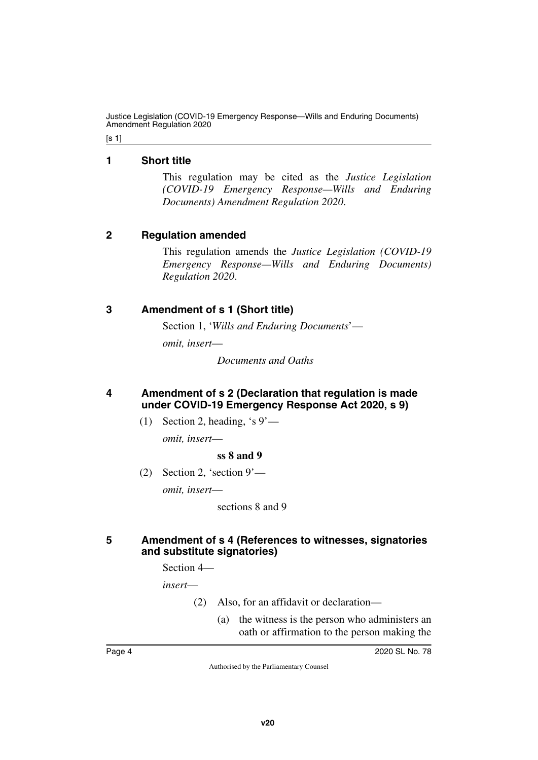## 1 Short title

This regulation may be cited as the *Justice Legislation (COVID-19 Emergency Response—Wills and Enduring Documents) Amendment Regulation 2020*.

## 2 Regulation amended

This regulation amends the *Justice Legislation (COVID-19 Emergency Response—Wills and Enduring Documents) Regulation 2020*.

## 3 Amendment of s 1 (Short title)

Section 1, '*Wills and Enduring Documents*'—

*omit, insert*—

*Documents and Oaths*

## 4 Amendment of s 2 (Declaration that regulation is made under COVID-19 Emergency Response Act 2020, s 9)

(1) Section 2, heading, 's 9'—

*omit, insert*—

**ss 8 and 9**

(2) Section 2, 'section 9'—

*omit, insert*—

sections 8 and 9

## 5 Amendment of s 4 (References to witnesses, signatories and substitute signatories)

Section 4—

*insert*—

(2) Also, for an affidavit or declaration—

(a) the witness is the person who administers an oath or affirmation to the person making the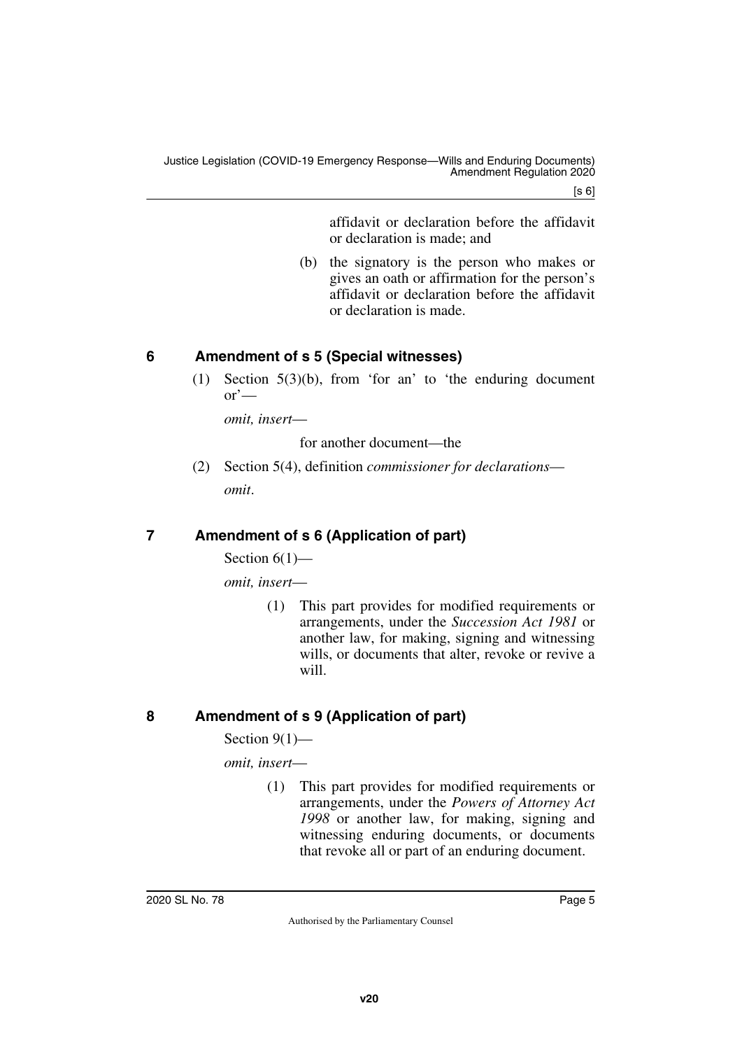affidavit or declaration before the affidavit or declaration is made; and

(b) the signatory is the person who makes or gives an oath or affirmation for the person's affidavit or declaration before the affidavit or declaration is made.

## 6 Amendment of s 5 (Special witnesses)

(1) Section 5(3)(b), from 'for an' to 'the enduring document or'—

*omit, insert*—

for another document—the

(2) Section 5(4), definition *commissioner for declarations*—

*omit*.

## 7 Amendment of s 6 (Application of part)

Section 6(1)—

*omit, insert*—

(1) This part provides for modified requirements or arrangements, under the *Succession Act 1981* or another law, for making, signing and witnessing wills, or documents that alter, revoke or revive a will.

## 8 Amendment of s 9 (Application of part)

Section 9(1)—

*omit, insert*—

(1) This part provides for modified requirements or arrangements, under the *Powers of Attorney Act 1998* or another law, for making, signing and witnessing enduring documents, or documents that revoke all or part of an enduring document.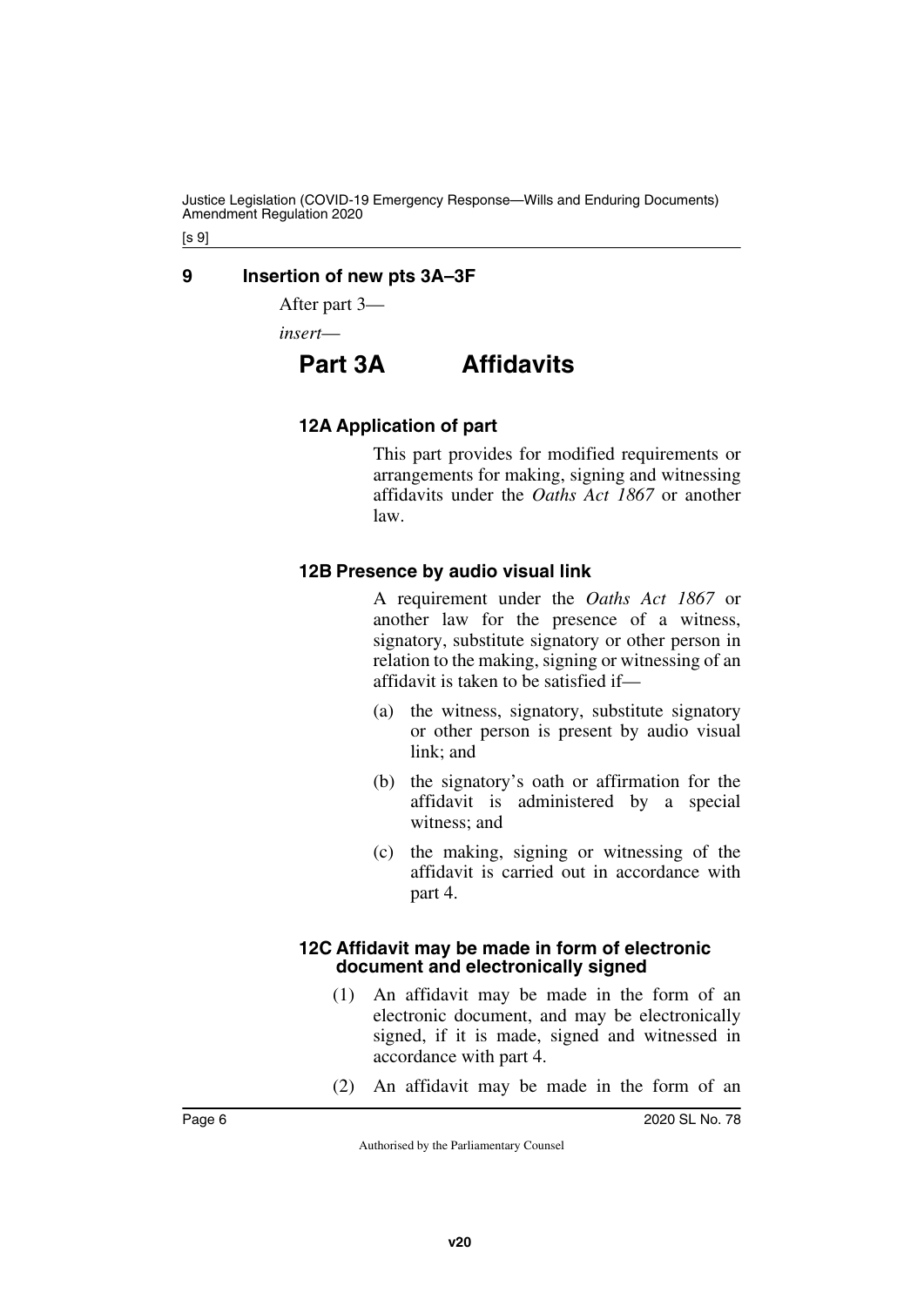## 9 Insertion of new pts 3A–3F

After part 3—

*insert*—

# Part 3A Affidavits

### 12A Application of part

This part provides for modified requirements or arrangements for making, signing and witnessing affidavits under the *Oaths Act 1867* or another law.

### 12B Presence by audio visual link

A requirement under the *Oaths Act 1867* or another law for the presence of a witness, signatory, substitute signatory or other person in relation to the making, signing or witnessing of an affidavit is taken to be satisfied if—

(a) the witness, signatory, substitute signatory or other person is present by audio visual link; and

(b) the signatory's oath or affirmation for the affidavit is administered by a special witness; and

(c) the making, signing or witnessing of the affidavit is carried out in accordance with part 4.

### 12C Affidavit may be made in form of electronic document and electronically signed

(1) An affidavit may be made in the form of an electronic document, and may be electronically signed, if it is made, signed and witnessed in accordance with part 4.

(2) An affidavit may be made in the form of an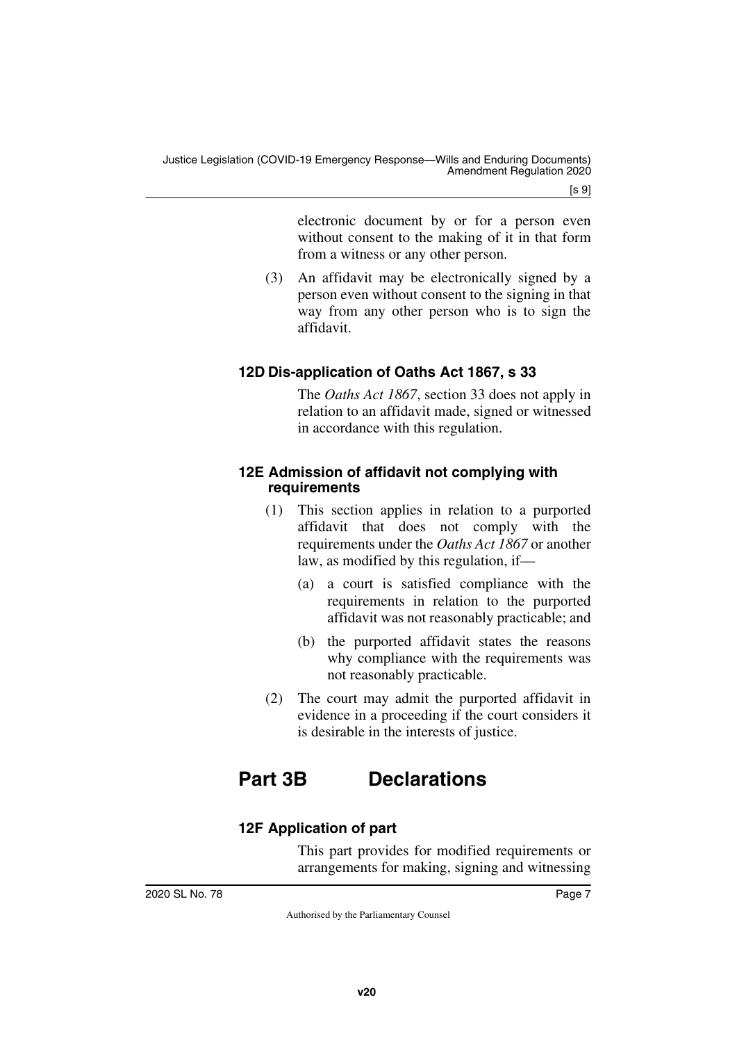electronic document by or for a person even without consent to the making of it in that form from a witness or any other person.

(3) An affidavit may be electronically signed by a person even without consent to the signing in that way from any other person who is to sign the affidavit.

### 12D Dis-application of Oaths Act 1867, s 33

The *Oaths Act 1867*, section 33 does not apply in relation to an affidavit made, signed or witnessed in accordance with this regulation.

### 12E Admission of affidavit not complying with requirements

(1) This section applies in relation to a purported affidavit that does not comply with the requirements under the *Oaths Act 1867* or another law, as modified by this regulation, if—

(a) a court is satisfied compliance with the requirements in relation to the purported affidavit was not reasonably practicable; and

(b) the purported affidavit states the reasons why compliance with the requirements was not reasonably practicable.

(2) The court may admit the purported affidavit in evidence in a proceeding if the court considers it is desirable in the interests of justice.

## Part 3B Declarations

### 12F Application of part

This part provides for modified requirements or arrangements for making, signing and witnessing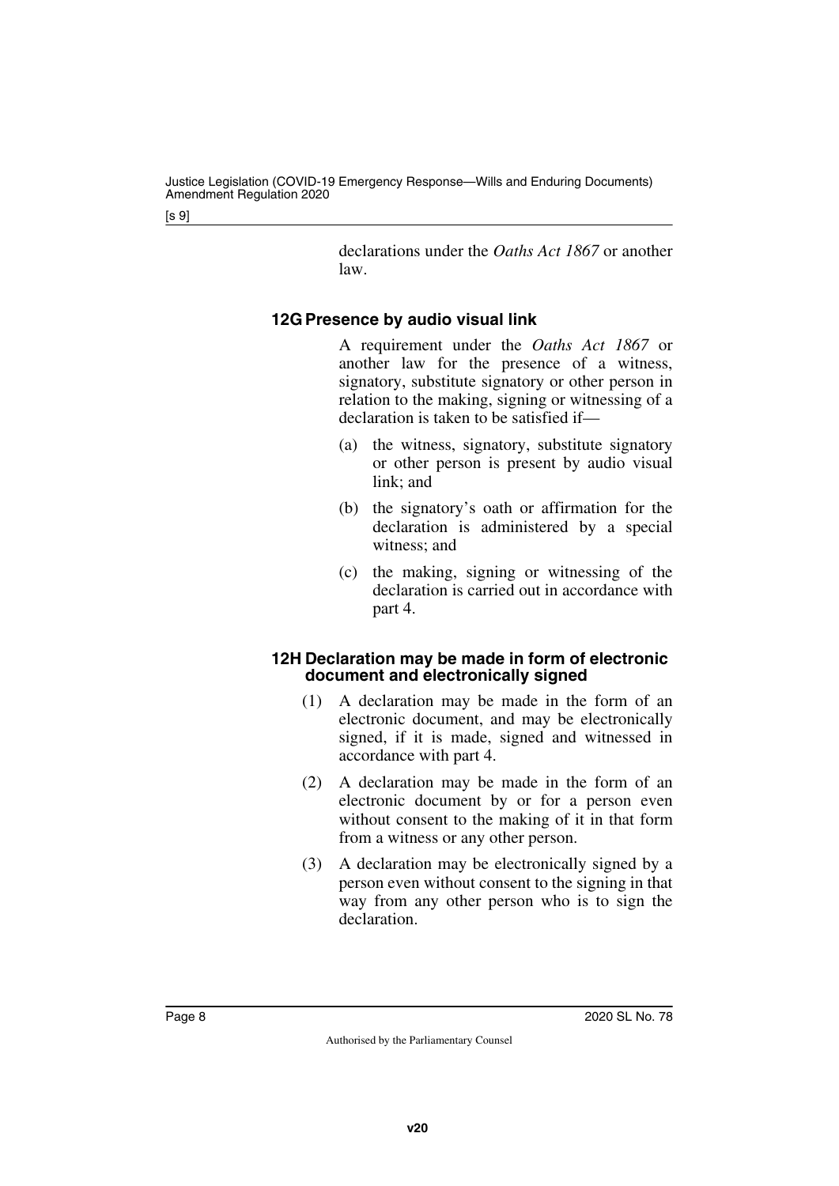declarations under the *Oaths Act 1867* or another law.

### 12G Presence by audio visual link

A requirement under the *Oaths Act 1867* or another law for the presence of a witness, signatory, substitute signatory or other person in relation to the making, signing or witnessing of a declaration is taken to be satisfied if—

(a) the witness, signatory, substitute signatory or other person is present by audio visual link; and

(b) the signatory's oath or affirmation for the declaration is administered by a special witness; and

(c) the making, signing or witnessing of the declaration is carried out in accordance with part 4.

### 12H Declaration may be made in form of electronic document and electronically signed

(1) A declaration may be made in the form of an electronic document, and may be electronically signed, if it is made, signed and witnessed in accordance with part 4.

(2) A declaration may be made in the form of an electronic document by or for a person even without consent to the making of it in that form from a witness or any other person.

(3) A declaration may be electronically signed by a person even without consent to the signing in that way from any other person who is to sign the declaration.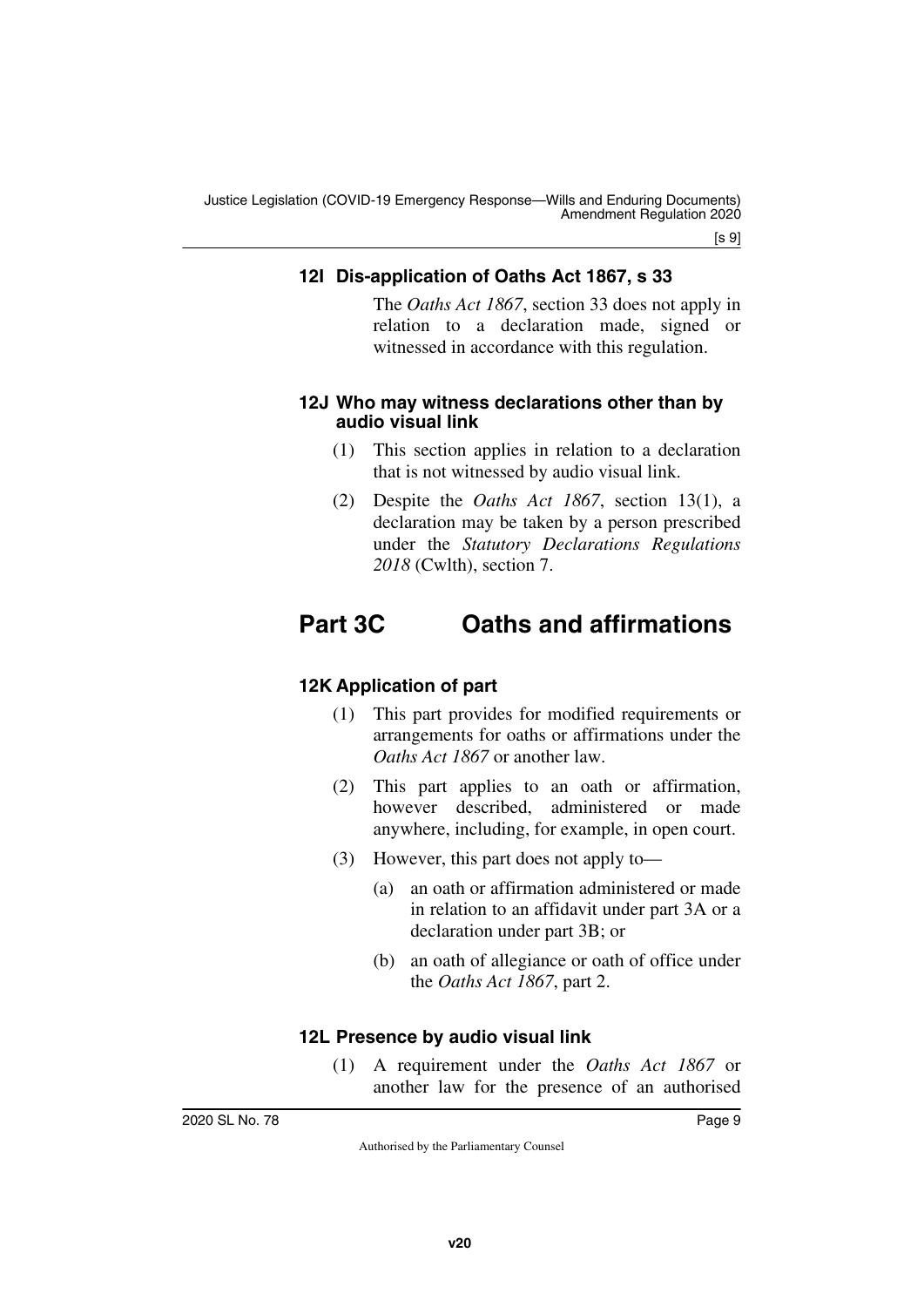### 12I Dis-application of Oaths Act 1867, s 33

The *Oaths Act 1867*, section 33 does not apply in relation to a declaration made, signed or witnessed in accordance with this regulation.

### 12J Who may witness declarations other than by audio visual link

(1) This section applies in relation to a declaration that is not witnessed by audio visual link.

(2) Despite the *Oaths Act 1867*, section 13(1), a declaration may be taken by a person prescribed under the *Statutory Declarations Regulations 2018* (Cwlth), section 7.

## Part 3C Oaths and affirmations

### 12K Application of part

(1) This part provides for modified requirements or arrangements for oaths or affirmations under the *Oaths Act 1867* or another law.

(2) This part applies to an oath or affirmation, however described, administered or made anywhere, including, for example, in open court.

(3) However, this part does not apply to—

(a) an oath or affirmation administered or made in relation to an affidavit under part 3A or a declaration under part 3B; or

(b) an oath of allegiance or oath of office under the *Oaths Act 1867*, part 2.

### 12L Presence by audio visual link

(1) A requirement under the *Oaths Act 1867* or another law for the presence of an authorised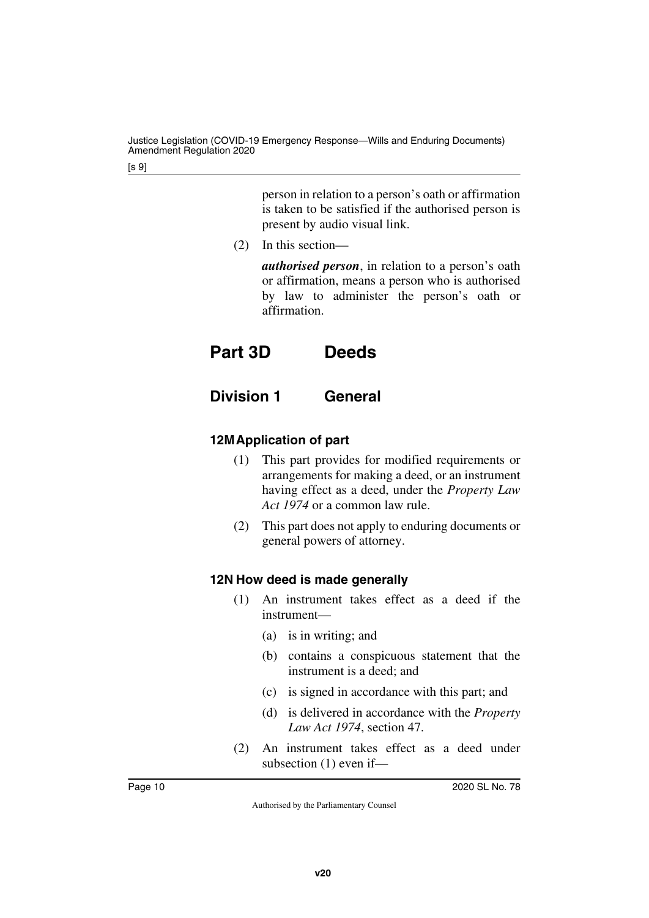person in relation to a person's oath or affirmation is taken to be satisfied if the authorised person is present by audio visual link.

(2) In this section—

***authorised person***, in relation to a person's oath or affirmation, means a person who is authorised by law to administer the person's oath or affirmation.

# Part 3D Deeds

## Division 1 General

### 12M Application of part

(1) This part provides for modified requirements or arrangements for making a deed, or an instrument having effect as a deed, under the *Property Law Act 1974* or a common law rule.

(2) This part does not apply to enduring documents or general powers of attorney.

### 12N How deed is made generally

(1) An instrument takes effect as a deed if the instrument—

(a) is in writing; and

(b) contains a conspicuous statement that the instrument is a deed; and

(c) is signed in accordance with this part; and

(d) is delivered in accordance with the *Property Law Act 1974*, section 47.

(2) An instrument takes effect as a deed under subsection (1) even if—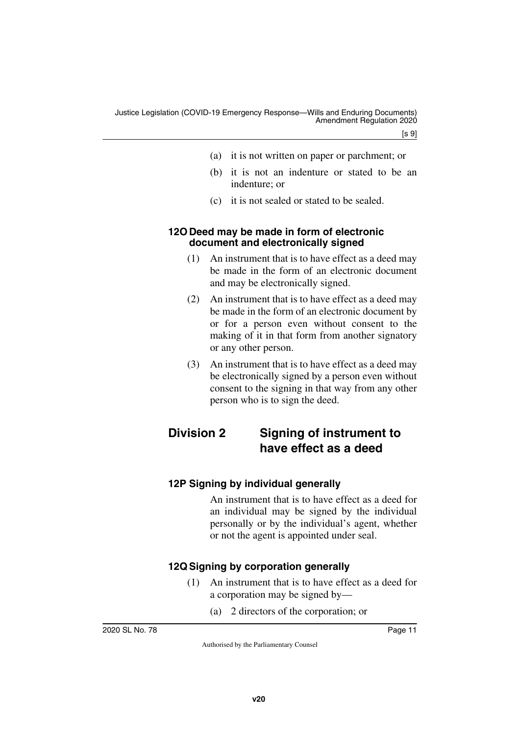(a) it is not written on paper or parchment; or

(b) it is not an indenture or stated to be an indenture; or

(c) it is not sealed or stated to be sealed.

### 12O Deed may be made in form of electronic document and electronically signed

(1) An instrument that is to have effect as a deed may be made in the form of an electronic document and may be electronically signed.

(2) An instrument that is to have effect as a deed may be made in the form of an electronic document by or for a person even without consent to the making of it in that form from another signatory or any other person.

(3) An instrument that is to have effect as a deed may be electronically signed by a person even without consent to the signing in that way from any other person who is to sign the deed.

## Division 2 Signing of instrument to have effect as a deed

### 12P Signing by individual generally

An instrument that is to have effect as a deed for an individual may be signed by the individual personally or by the individual's agent, whether or not the agent is appointed under seal.

### 12Q Signing by corporation generally

(1) An instrument that is to have effect as a deed for a corporation may be signed by—

(a) 2 directors of the corporation; or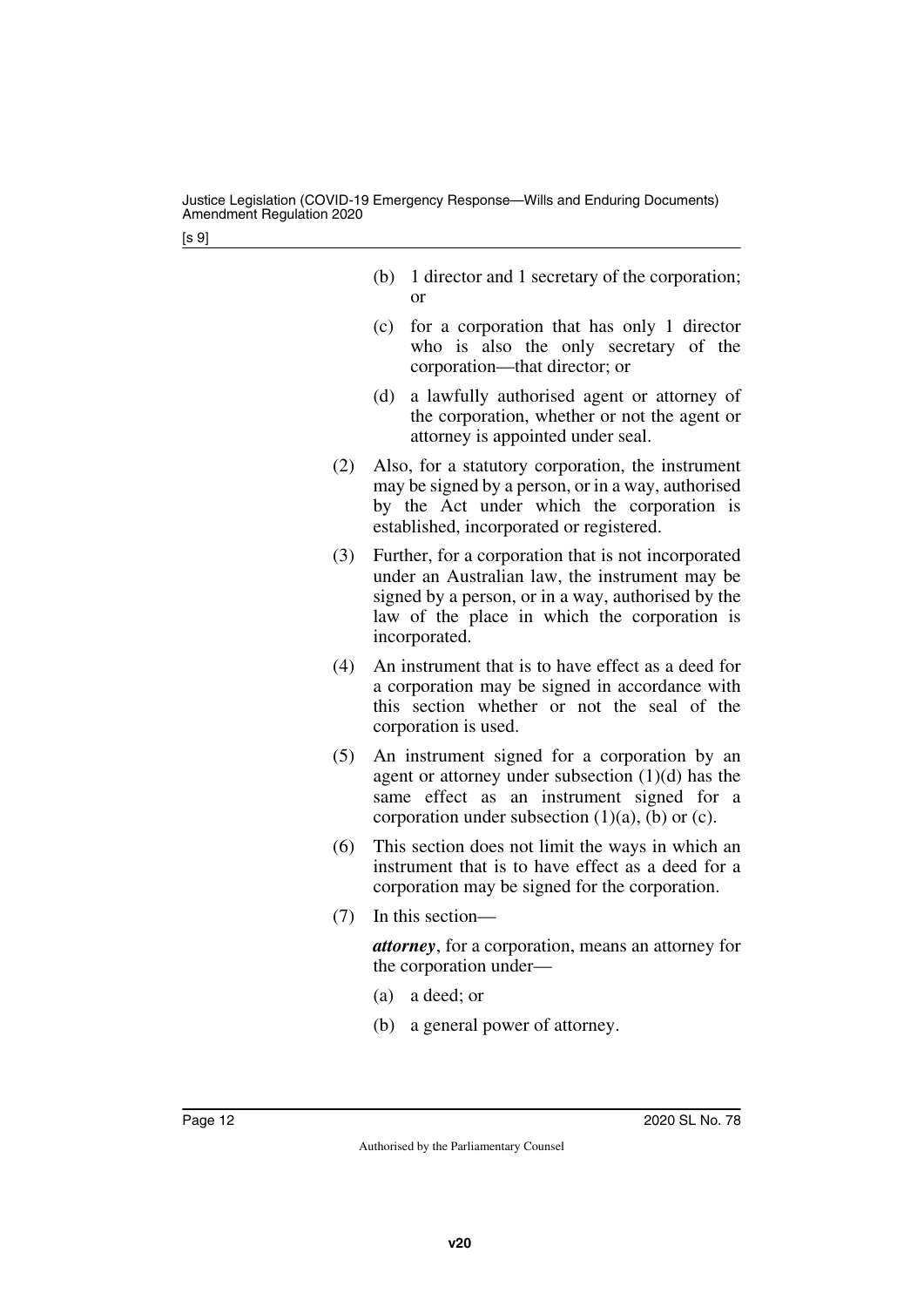(b) 1 director and 1 secretary of the corporation; or

(c) for a corporation that has only 1 director who is also the only secretary of the corporation—that director; or

(d) a lawfully authorised agent or attorney of the corporation, whether or not the agent or attorney is appointed under seal.

(2) Also, for a statutory corporation, the instrument may be signed by a person, or in a way, authorised by the Act under which the corporation is established, incorporated or registered.

(3) Further, for a corporation that is not incorporated under an Australian law, the instrument may be signed by a person, or in a way, authorised by the law of the place in which the corporation is incorporated.

(4) An instrument that is to have effect as a deed for a corporation may be signed in accordance with this section whether or not the seal of the corporation is used.

(5) An instrument signed for a corporation by an agent or attorney under subsection (1)(d) has the same effect as an instrument signed for a corporation under subsection (1)(a), (b) or (c).

(6) This section does not limit the ways in which an instrument that is to have effect as a deed for a corporation may be signed for the corporation.

(7) In this section—

***attorney***, for a corporation, means an attorney for the corporation under—

(a) a deed; or

(b) a general power of attorney.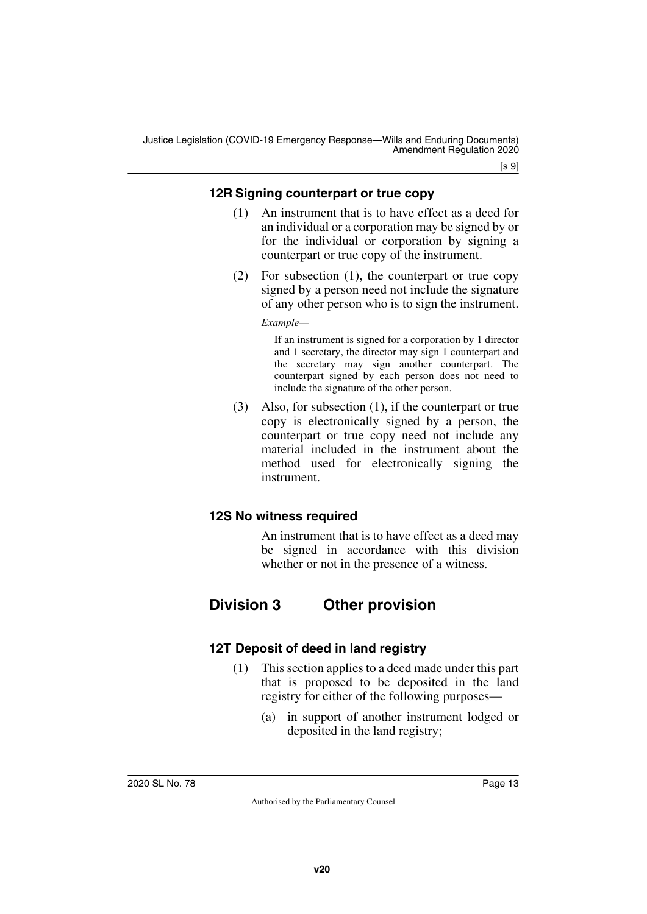### 12R Signing counterpart or true copy

(1) An instrument that is to have effect as a deed for an individual or a corporation may be signed by or for the individual or corporation by signing a counterpart or true copy of the instrument.

(2) For subsection (1), the counterpart or true copy signed by a person need not include the signature of any other person who is to sign the instrument.

*Example—*

If an instrument is signed for a corporation by 1 director and 1 secretary, the director may sign 1 counterpart and the secretary may sign another counterpart. The counterpart signed by each person does not need to include the signature of the other person.

(3) Also, for subsection (1), if the counterpart or true copy is electronically signed by a person, the counterpart or true copy need not include any material included in the instrument about the method used for electronically signing the instrument.

### 12S No witness required

An instrument that is to have effect as a deed may be signed in accordance with this division whether or not in the presence of a witness.

## Division 3 Other provision

### 12T Deposit of deed in land registry

(1) This section applies to a deed made under this part that is proposed to be deposited in the land registry for either of the following purposes—

(a) in support of another instrument lodged or deposited in the land registry;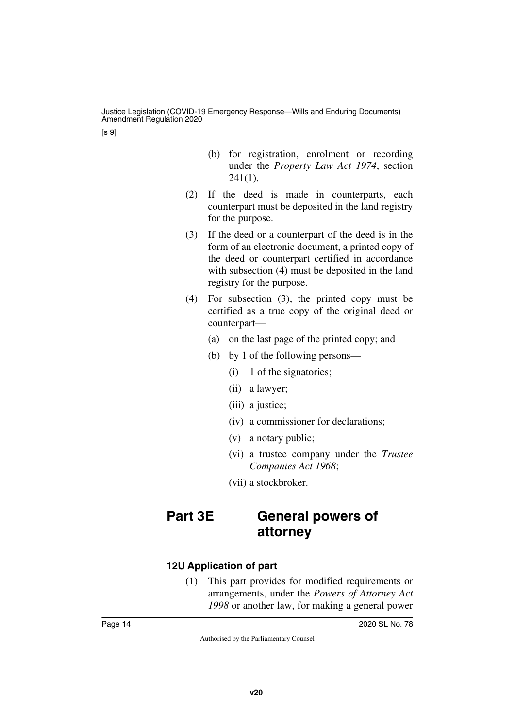(b) for registration, enrolment or recording under the *Property Law Act 1974*, section 241(1).

(2) If the deed is made in counterparts, each counterpart must be deposited in the land registry for the purpose.

(3) If the deed or a counterpart of the deed is in the form of an electronic document, a printed copy of the deed or counterpart certified in accordance with subsection (4) must be deposited in the land registry for the purpose.

(4) For subsection (3), the printed copy must be certified as a true copy of the original deed or counterpart—

(a) on the last page of the printed copy; and

(b) by 1 of the following persons—

(i) 1 of the signatories;

(ii) a lawyer;

(iii) a justice;

(iv) a commissioner for declarations;

(v) a notary public;

(vi) a trustee company under the *Trustee Companies Act 1968*;

(vii) a stockbroker.

# Part 3E General powers of attorney

### 12U Application of part

(1) This part provides for modified requirements or arrangements, under the *Powers of Attorney Act 1998* or another law, for making a general power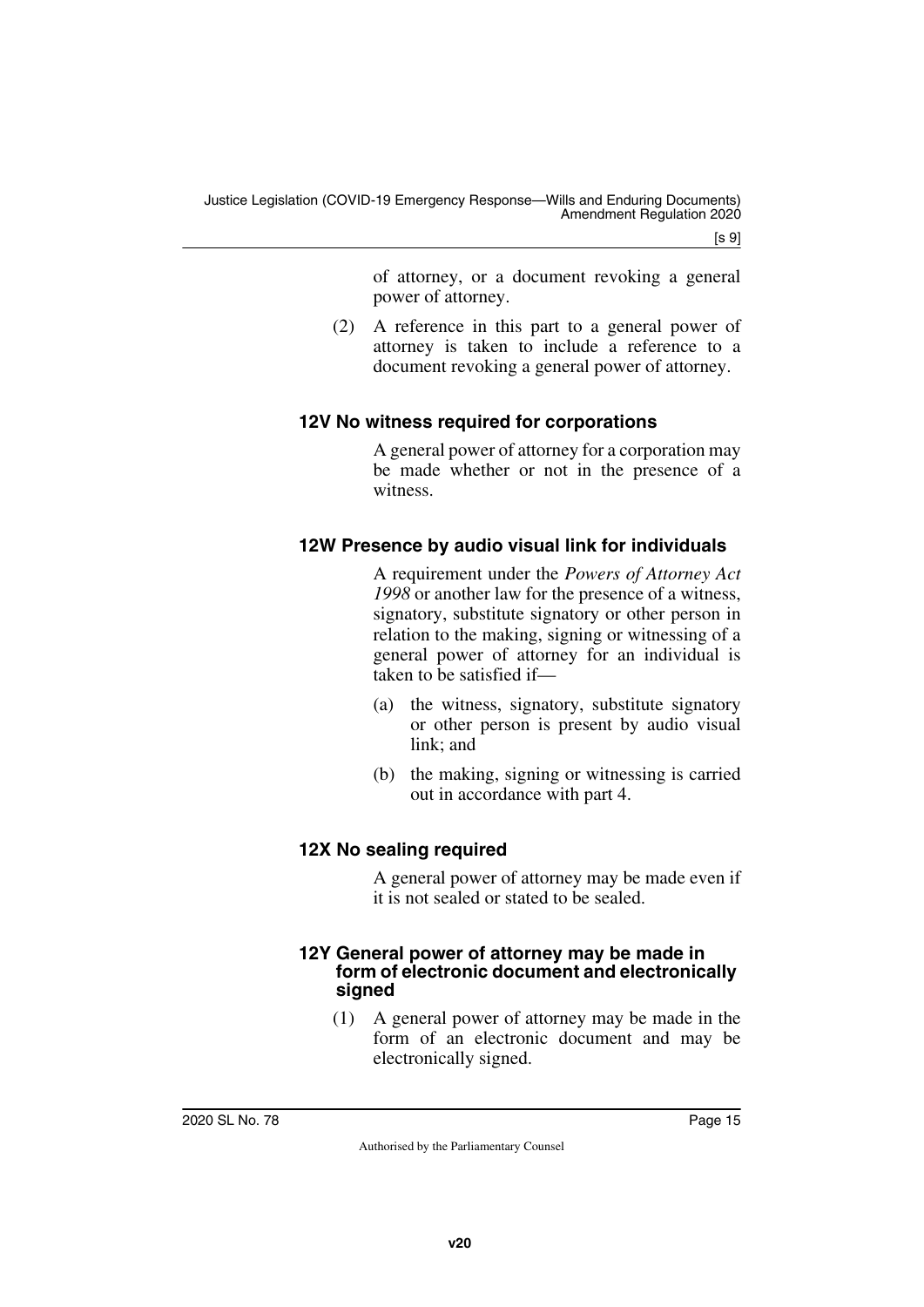of attorney, or a document revoking a general power of attorney.

(2) A reference in this part to a general power of attorney is taken to include a reference to a document revoking a general power of attorney.

### 12V No witness required for corporations

A general power of attorney for a corporation may be made whether or not in the presence of a witness.

### 12W Presence by audio visual link for individuals

A requirement under the *Powers of Attorney Act 1998* or another law for the presence of a witness, signatory, substitute signatory or other person in relation to the making, signing or witnessing of a general power of attorney for an individual is taken to be satisfied if—

(a) the witness, signatory, substitute signatory or other person is present by audio visual link; and

(b) the making, signing or witnessing is carried out in accordance with part 4.

### 12X No sealing required

A general power of attorney may be made even if it is not sealed or stated to be sealed.

### 12Y General power of attorney may be made in form of electronic document and electronically signed

(1) A general power of attorney may be made in the form of an electronic document and may be electronically signed.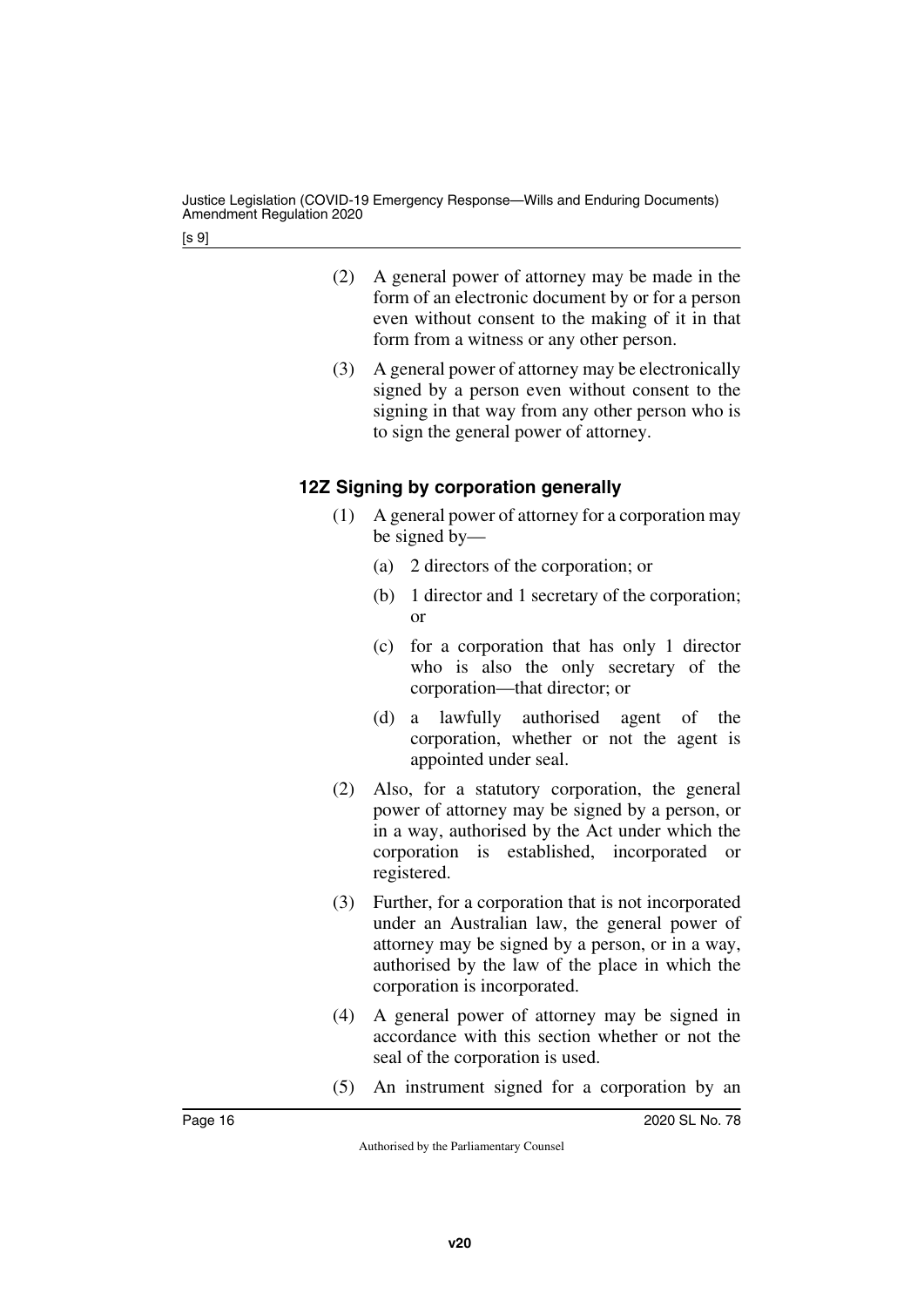(2) A general power of attorney may be made in the form of an electronic document by or for a person even without consent to the making of it in that form from a witness or any other person.

(3) A general power of attorney may be electronically signed by a person even without consent to the signing in that way from any other person who is to sign the general power of attorney.

### 12Z Signing by corporation generally

(1) A general power of attorney for a corporation may be signed by—

(a) 2 directors of the corporation; or

(b) 1 director and 1 secretary of the corporation; or

(c) for a corporation that has only 1 director who is also the only secretary of the corporation—that director; or

(d) a lawfully authorised agent of the corporation, whether or not the agent is appointed under seal.

(2) Also, for a statutory corporation, the general power of attorney may be signed by a person, or in a way, authorised by the Act under which the corporation is established, incorporated or registered.

(3) Further, for a corporation that is not incorporated under an Australian law, the general power of attorney may be signed by a person, or in a way, authorised by the law of the place in which the corporation is incorporated.

(4) A general power of attorney may be signed in accordance with this section whether or not the seal of the corporation is used.

(5) An instrument signed for a corporation by an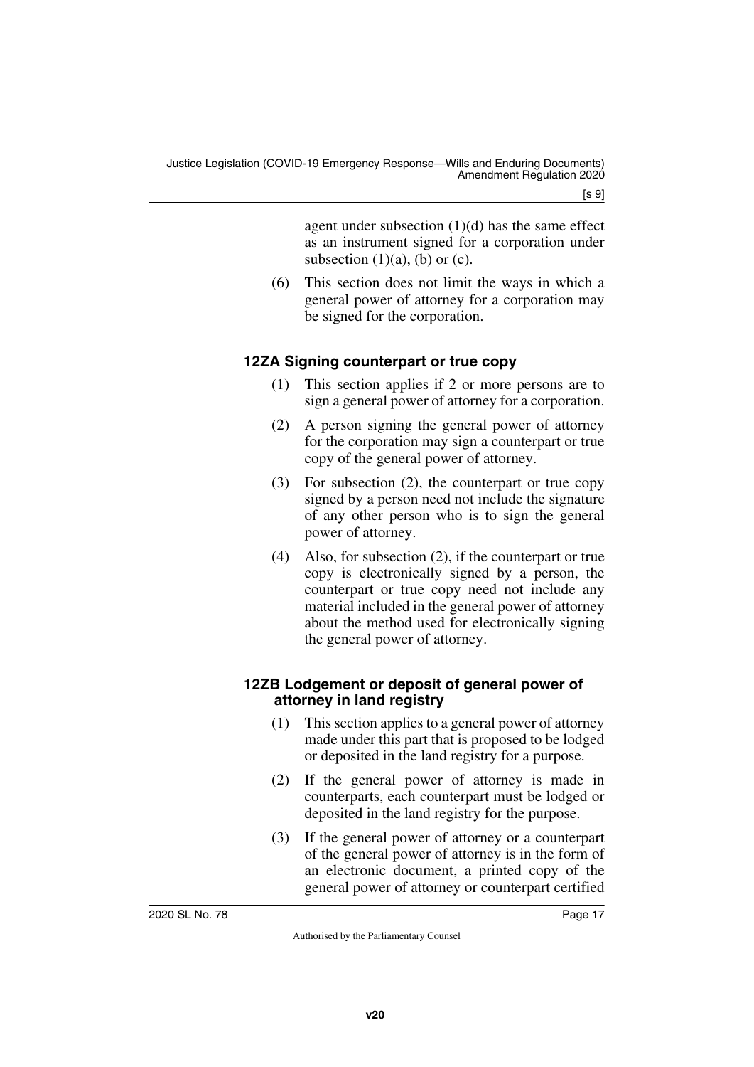agent under subsection (1)(d) has the same effect as an instrument signed for a corporation under subsection (1)(a), (b) or (c).

(6) This section does not limit the ways in which a general power of attorney for a corporation may be signed for the corporation.

### 12ZA Signing counterpart or true copy

(1) This section applies if 2 or more persons are to sign a general power of attorney for a corporation.

(2) A person signing the general power of attorney for the corporation may sign a counterpart or true copy of the general power of attorney.

(3) For subsection (2), the counterpart or true copy signed by a person need not include the signature of any other person who is to sign the general power of attorney.

(4) Also, for subsection (2), if the counterpart or true copy is electronically signed by a person, the counterpart or true copy need not include any material included in the general power of attorney about the method used for electronically signing the general power of attorney.

### 12ZB Lodgement or deposit of general power of attorney in land registry

(1) This section applies to a general power of attorney made under this part that is proposed to be lodged or deposited in the land registry for a purpose.

(2) If the general power of attorney is made in counterparts, each counterpart must be lodged or deposited in the land registry for the purpose.

(3) If the general power of attorney or a counterpart of the general power of attorney is in the form of an electronic document, a printed copy of the general power of attorney or counterpart certified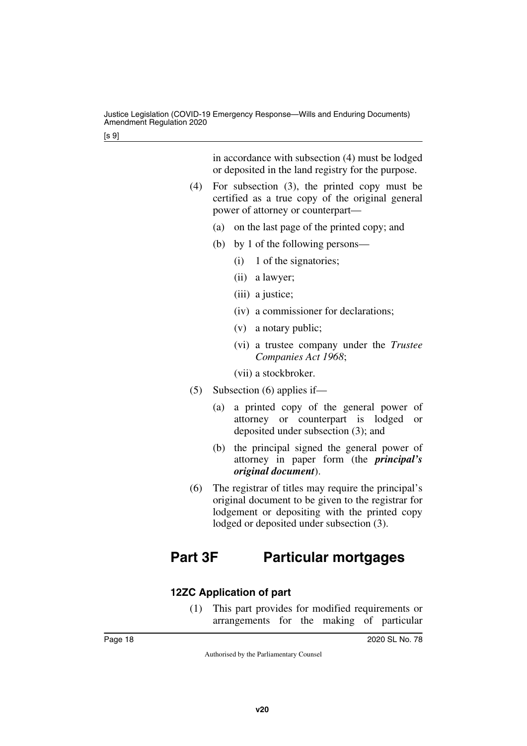in accordance with subsection (4) must be lodged or deposited in the land registry for the purpose.

(4) For subsection (3), the printed copy must be certified as a true copy of the original general power of attorney or counterpart—

(a) on the last page of the printed copy; and

(b) by 1 of the following persons—

(i) 1 of the signatories;

(ii) a lawyer;

(iii) a justice;

(iv) a commissioner for declarations;

(v) a notary public;

(vi) a trustee company under the *Trustee Companies Act 1968*;

(vii) a stockbroker.

(5) Subsection (6) applies if—

(a) a printed copy of the general power of attorney or counterpart is lodged or deposited under subsection (3); and

(b) the principal signed the general power of attorney in paper form (the ***principal's original document***).

(6) The registrar of titles may require the principal's original document to be given to the registrar for lodgement or depositing with the printed copy lodged or deposited under subsection (3).

# Part 3F Particular mortgages

### 12ZC Application of part

(1) This part provides for modified requirements or arrangements for the making of particular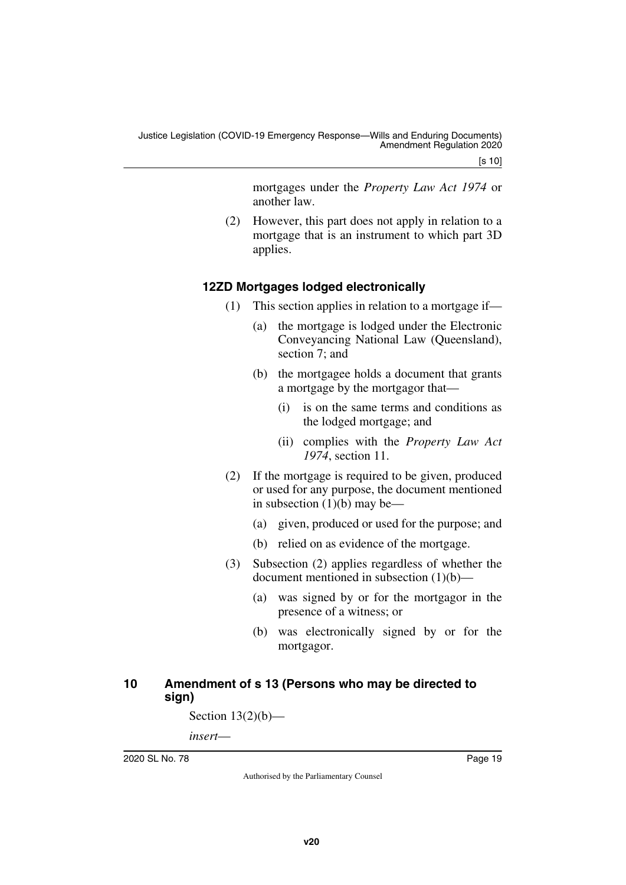mortgages under the *Property Law Act 1974* or another law.

(2) However, this part does not apply in relation to a mortgage that is an instrument to which part 3D applies.

### 12ZD Mortgages lodged electronically

(1) This section applies in relation to a mortgage if—

(a) the mortgage is lodged under the Electronic Conveyancing National Law (Queensland), section 7; and

(b) the mortgagee holds a document that grants a mortgage by the mortgagor that—

(i) is on the same terms and conditions as the lodged mortgage; and

(ii) complies with the *Property Law Act 1974*, section 11.

(2) If the mortgage is required to be given, produced or used for any purpose, the document mentioned in subsection (1)(b) may be—

(a) given, produced or used for the purpose; and

(b) relied on as evidence of the mortgage.

(3) Subsection (2) applies regardless of whether the document mentioned in subsection (1)(b)—

(a) was signed by or for the mortgagor in the presence of a witness; or

(b) was electronically signed by or for the mortgagor.

## 10 Amendment of s 13 (Persons who may be directed to sign)

Section 13(2)(b)—

*insert*—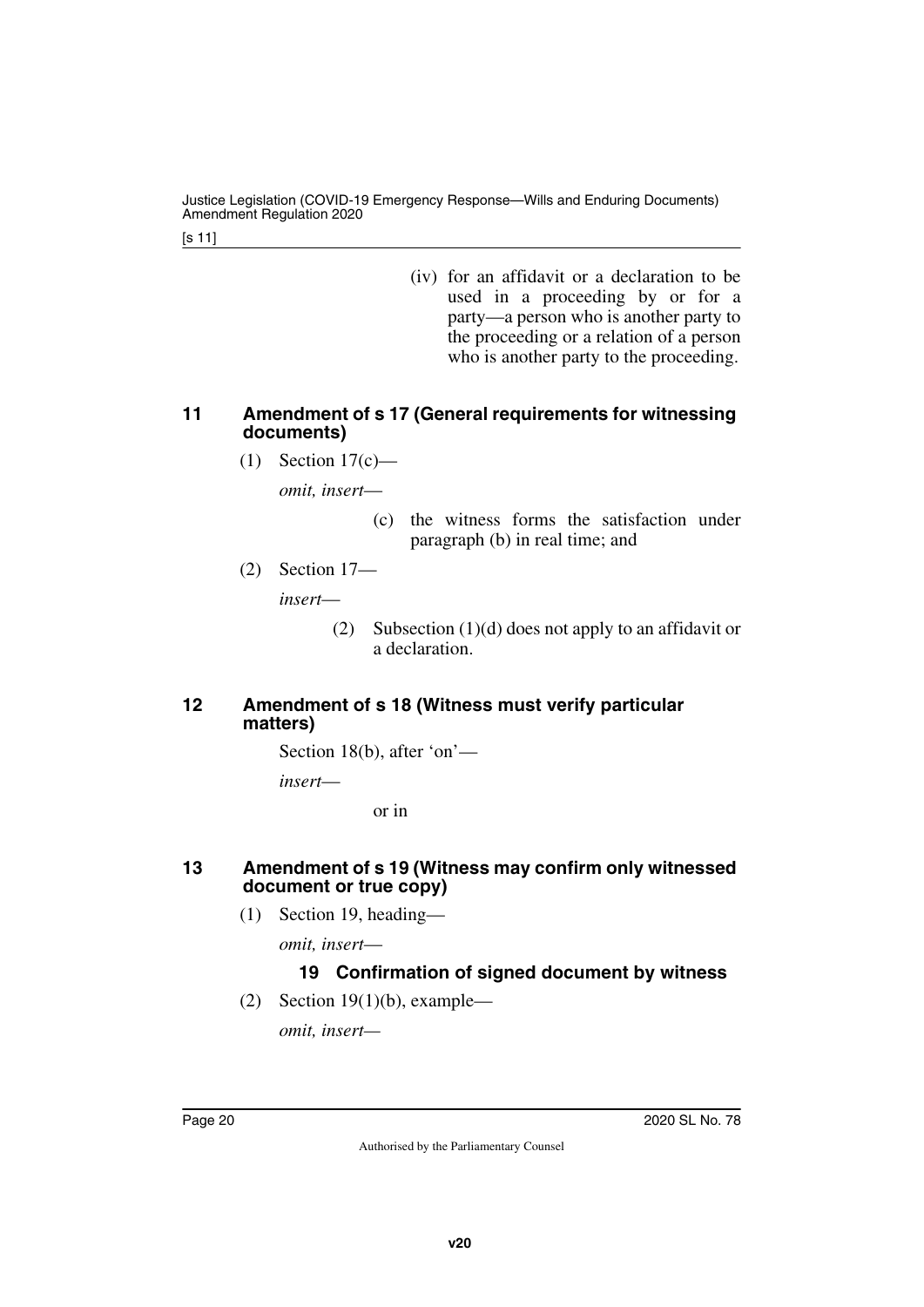(iv) for an affidavit or a declaration to be used in a proceeding by or for a party—a person who is another party to the proceeding or a relation of a person who is another party to the proceeding.

## 11 Amendment of s 17 (General requirements for witnessing documents)

(1) Section 17(c)—

*omit, insert*—

(c) the witness forms the satisfaction under paragraph (b) in real time; and

(2) Section 17—

*insert*—

(2) Subsection (1)(d) does not apply to an affidavit or a declaration.

## 12 Amendment of s 18 (Witness must verify particular matters)

Section 18(b), after 'on'—

*insert*—

or in

## 13 Amendment of s 19 (Witness may confirm only witnessed document or true copy)

(1) Section 19, heading—

*omit, insert*—

### 19 Confirmation of signed document by witness

(2) Section 19(1)(b), example—

*omit, insert*—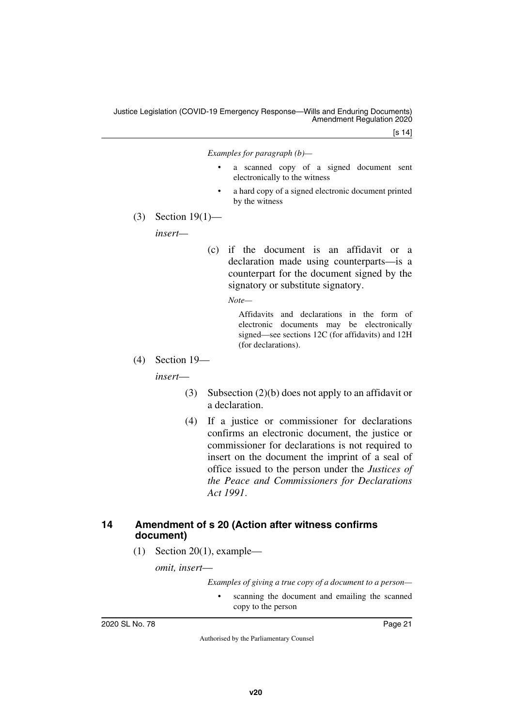*Examples for paragraph (b)—*

- a scanned copy of a signed document sent electronically to the witness
- a hard copy of a signed electronic document printed by the witness

(3) Section 19(1)—

*insert—*

(c) if the document is an affidavit or a declaration made using counterparts—is a counterpart for the document signed by the signatory or substitute signatory.

*Note—*

Affidavits and declarations in the form of electronic documents may be electronically signed—see sections 12C (for affidavits) and 12H (for declarations).

(4) Section 19—

*insert—*

(3) Subsection (2)(b) does not apply to an affidavit or a declaration.

(4) If a justice or commissioner for declarations confirms an electronic document, the justice or commissioner for declarations is not required to insert on the document the imprint of a seal of office issued to the person under the *Justices of the Peace and Commissioners for Declarations Act 1991*.

## 14 Amendment of s 20 (Action after witness confirms document)

(1) Section 20(1), example—

*omit, insert—*

*Examples of giving a true copy of a document to a person—*

- scanning the document and emailing the scanned copy to the person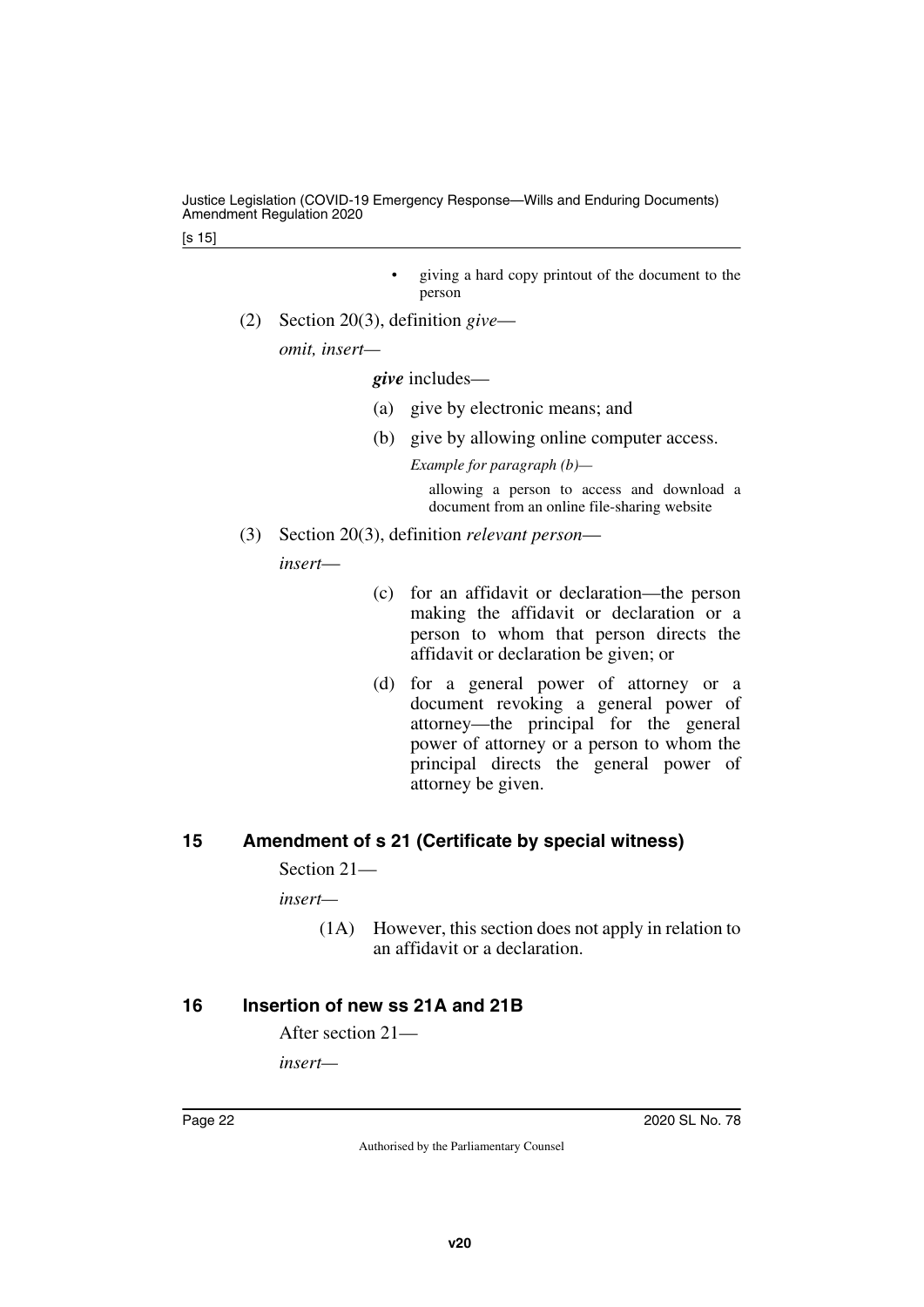- giving a hard copy printout of the document to the person

(2) Section 20(3), definition *give*—

*omit, insert*—

***give*** includes—

(a) give by electronic means; and

(b) give by allowing online computer access.

*Example for paragraph (b)—*

allowing a person to access and download a document from an online file-sharing website

(3) Section 20(3), definition *relevant person*—

*insert*—

(c) for an affidavit or declaration—the person making the affidavit or declaration or a person to whom that person directs the affidavit or declaration be given; or

(d) for a general power of attorney or a document revoking a general power of attorney—the principal for the general power of attorney or a person to whom the principal directs the general power of attorney be given.

## 15 Amendment of s 21 (Certificate by special witness)

Section 21—

*insert*—

(1A) However, this section does not apply in relation to an affidavit or a declaration.

## 16 Insertion of new ss 21A and 21B

After section 21—

*insert*—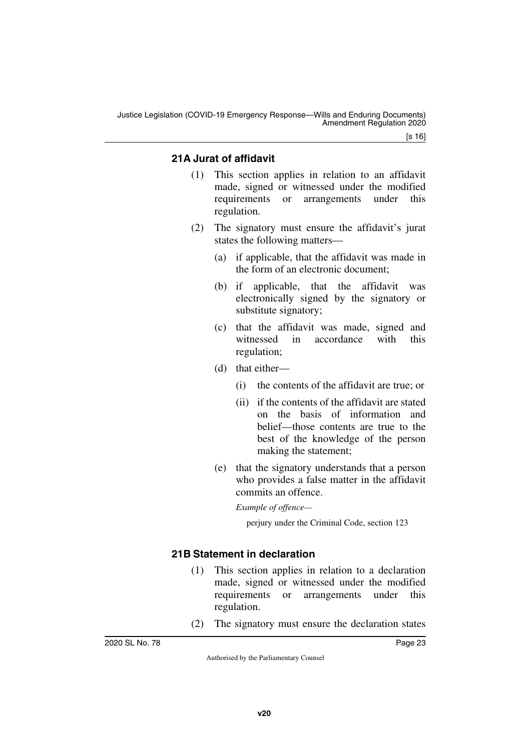### 21A Jurat of affidavit

(1) This section applies in relation to an affidavit made, signed or witnessed under the modified requirements or arrangements under this regulation.

(2) The signatory must ensure the affidavit's jurat states the following matters—

(a) if applicable, that the affidavit was made in the form of an electronic document;

(b) if applicable, that the affidavit was electronically signed by the signatory or substitute signatory;

(c) that the affidavit was made, signed and witnessed in accordance with this regulation;

(d) that either—

(i) the contents of the affidavit are true; or

(ii) if the contents of the affidavit are stated on the basis of information and belief—those contents are true to the best of the knowledge of the person making the statement;

(e) that the signatory understands that a person who provides a false matter in the affidavit commits an offence.

*Example of offence—*

perjury under the Criminal Code, section 123

### 21B Statement in declaration

(1) This section applies in relation to a declaration made, signed or witnessed under the modified requirements or arrangements under this regulation.

(2) The signatory must ensure the declaration states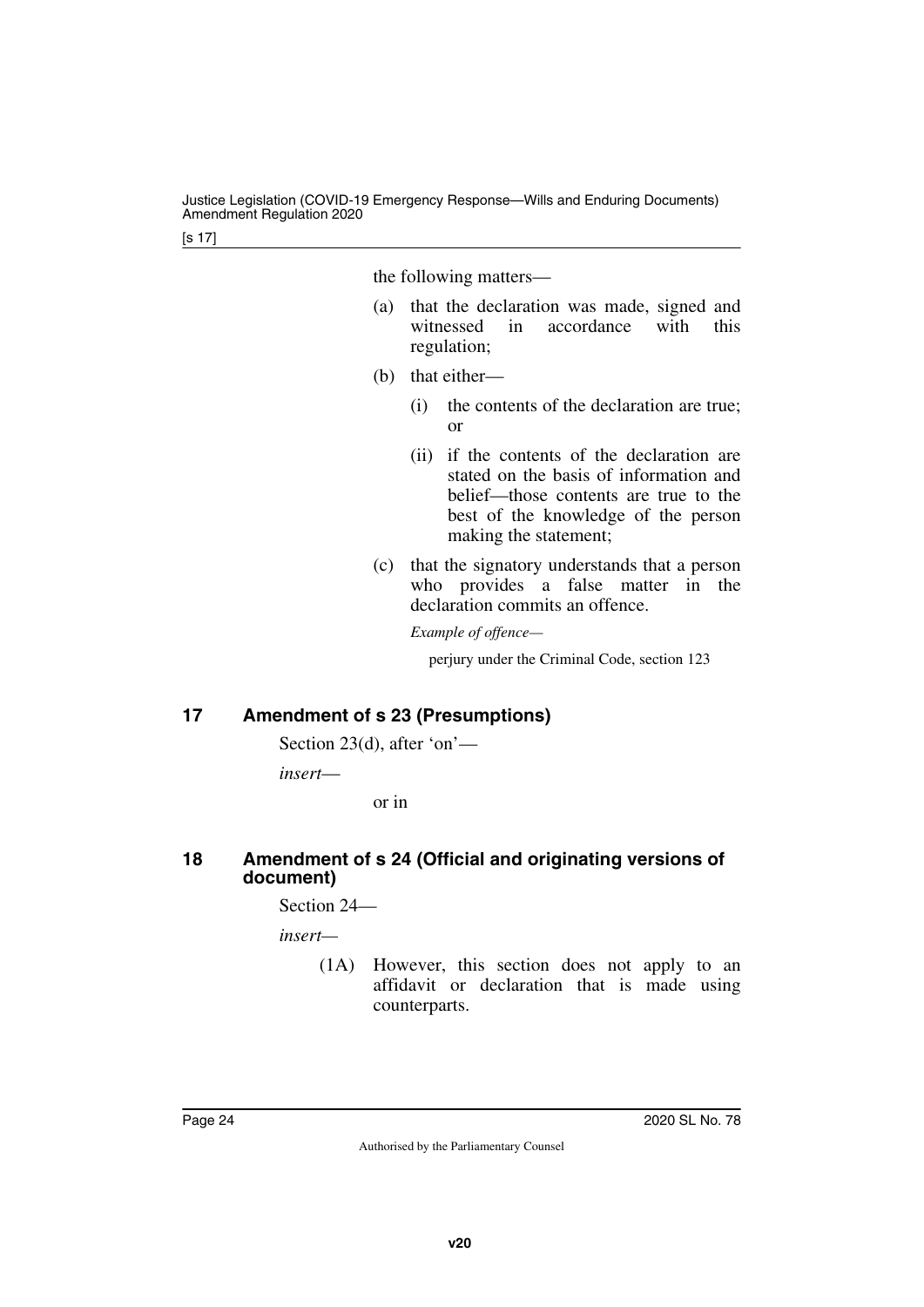the following matters—

(a) that the declaration was made, signed and witnessed in accordance with this regulation;

(b) that either—

 (i) the contents of the declaration are true; or

 (ii) if the contents of the declaration are stated on the basis of information and belief—those contents are true to the best of the knowledge of the person making the statement;

(c) that the signatory understands that a person who provides a false matter in the declaration commits an offence.

*Example of offence—*

perjury under the Criminal Code, section 123

## 17 Amendment of s 23 (Presumptions)

Section 23(d), after 'on'—

*insert—*

or in

## 18 Amendment of s 24 (Official and originating versions of document)

Section 24—

*insert—*

(1A) However, this section does not apply to an affidavit or declaration that is made using counterparts.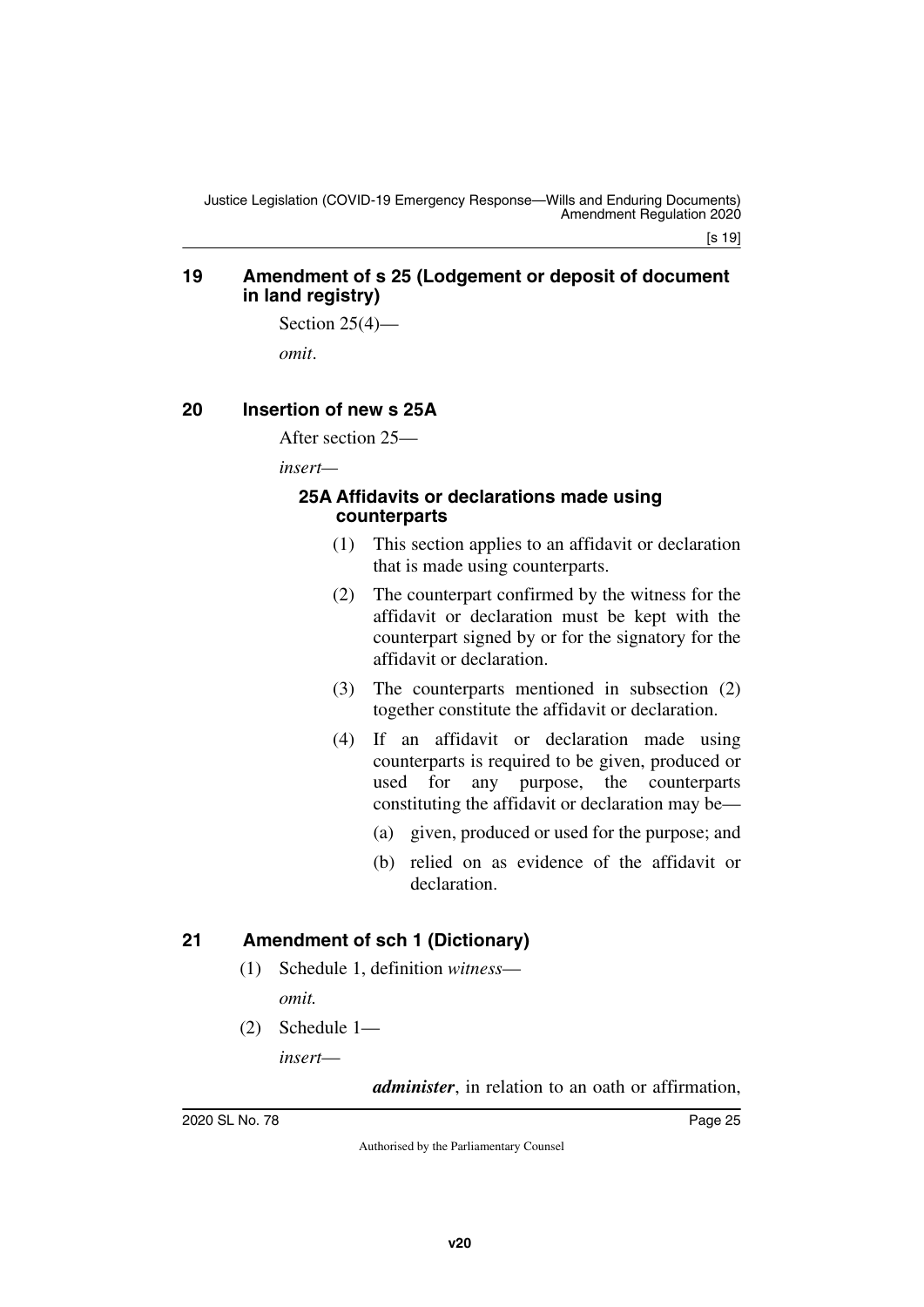## 19 Amendment of s 25 (Lodgement or deposit of document in land registry)

Section 25(4)—

*omit*.

## 20 Insertion of new s 25A

After section 25—

*insert*—

### 25A Affidavits or declarations made using counterparts

(1) This section applies to an affidavit or declaration that is made using counterparts.

(2) The counterpart confirmed by the witness for the affidavit or declaration must be kept with the counterpart signed by or for the signatory for the affidavit or declaration.

(3) The counterparts mentioned in subsection (2) together constitute the affidavit or declaration.

(4) If an affidavit or declaration made using counterparts is required to be given, produced or used for any purpose, the counterparts constituting the affidavit or declaration may be—

(a) given, produced or used for the purpose; and

(b) relied on as evidence of the affidavit or declaration.

## 21 Amendment of sch 1 (Dictionary)

(1) Schedule 1, definition *witness*—

*omit.*

(2) Schedule 1—

*insert*—

***administer***, in relation to an oath or affirmation,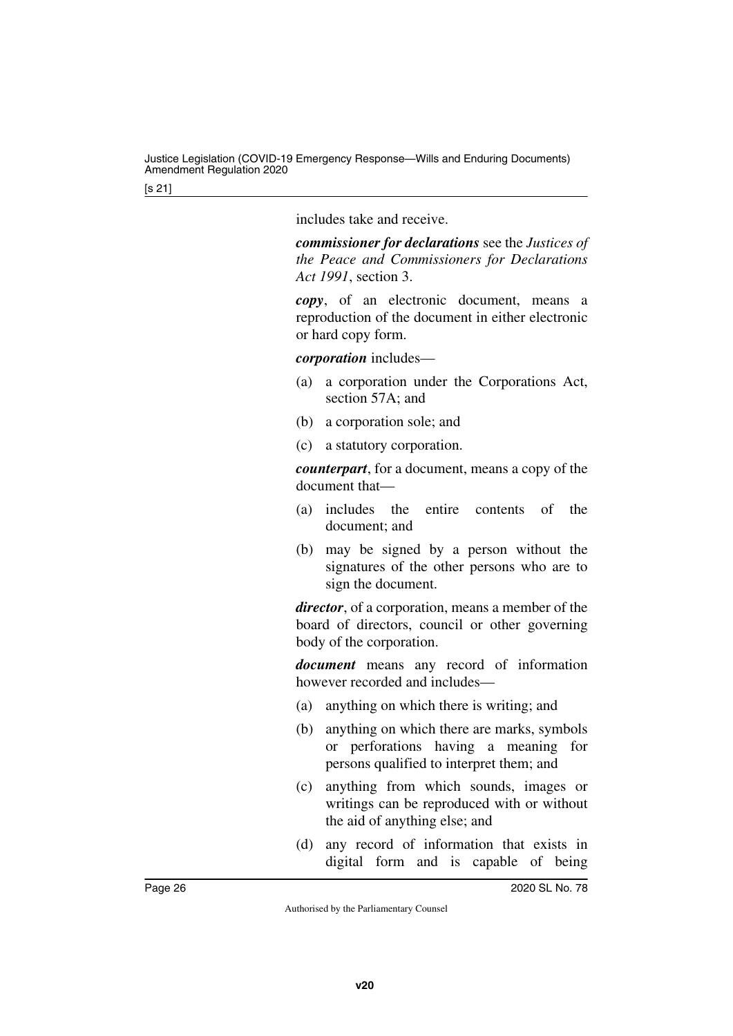includes take and receive.

***commissioner for declarations*** see the *Justices of the Peace and Commissioners for Declarations Act 1991*, section 3.

***copy***, of an electronic document, means a reproduction of the document in either electronic or hard copy form.

***corporation*** includes—

(a) a corporation under the Corporations Act, section 57A; and

(b) a corporation sole; and

(c) a statutory corporation.

***counterpart***, for a document, means a copy of the document that—

(a) includes the entire contents of the document; and

(b) may be signed by a person without the signatures of the other persons who are to sign the document.

***director***, of a corporation, means a member of the board of directors, council or other governing body of the corporation.

***document*** means any record of information however recorded and includes—

(a) anything on which there is writing; and

(b) anything on which there are marks, symbols or perforations having a meaning for persons qualified to interpret them; and

(c) anything from which sounds, images or writings can be reproduced with or without the aid of anything else; and

(d) any record of information that exists in digital form and is capable of being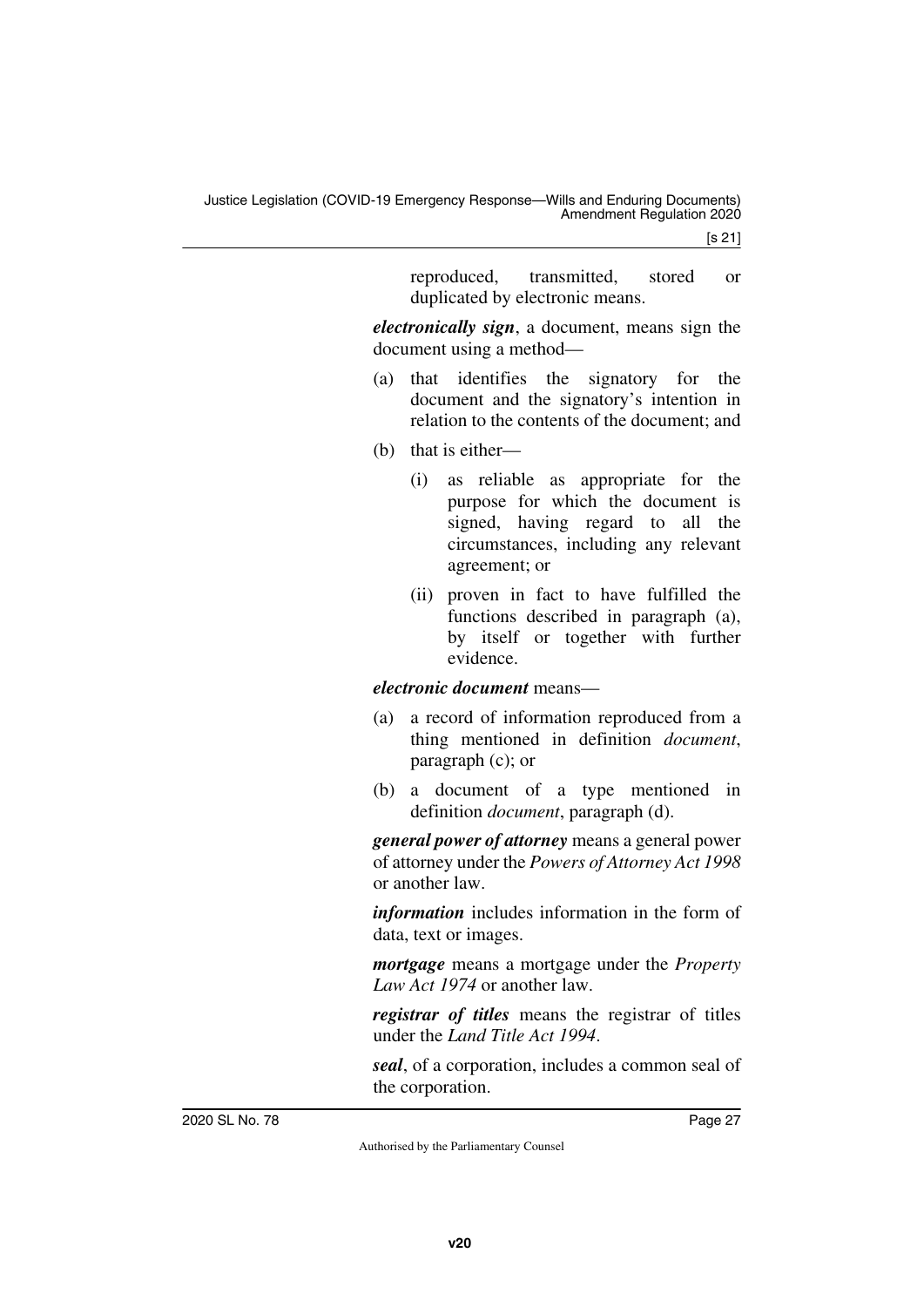reproduced, transmitted, stored or duplicated by electronic means.

***electronically sign***, a document, means sign the document using a method—

(a) that identifies the signatory for the document and the signatory's intention in relation to the contents of the document; and

(b) that is either—

  (i) as reliable as appropriate for the purpose for which the document is signed, having regard to all the circumstances, including any relevant agreement; or

  (ii) proven in fact to have fulfilled the functions described in paragraph (a), by itself or together with further evidence.

***electronic document*** means—

(a) a record of information reproduced from a thing mentioned in definition *document*, paragraph (c); or

(b) a document of a type mentioned in definition *document*, paragraph (d).

***general power of attorney*** means a general power of attorney under the *Powers of Attorney Act 1998* or another law.

***information*** includes information in the form of data, text or images.

***mortgage*** means a mortgage under the *Property Law Act 1974* or another law.

***registrar of titles*** means the registrar of titles under the *Land Title Act 1994*.

***seal***, of a corporation, includes a common seal of the corporation.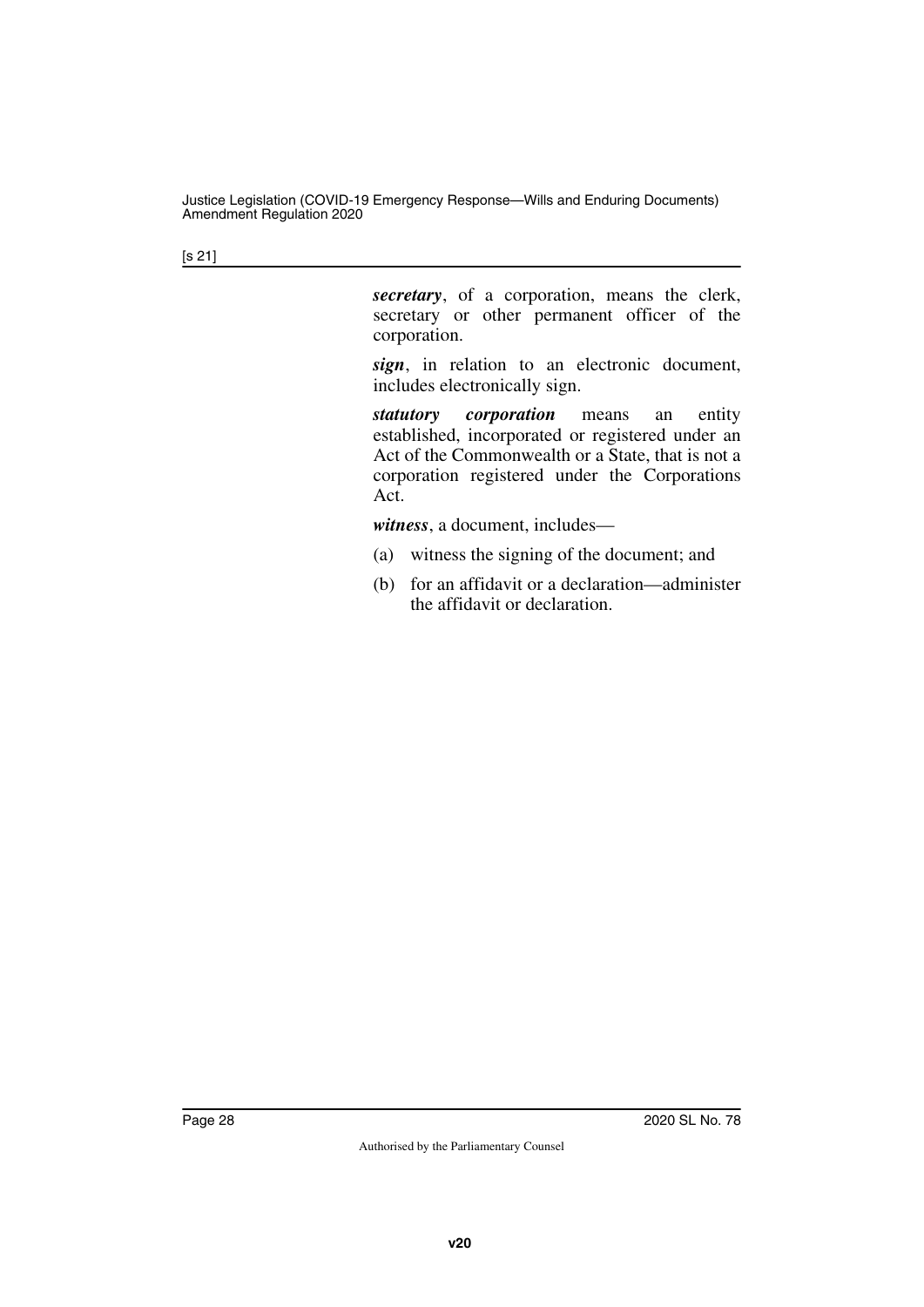***secretary***, of a corporation, means the clerk, secretary or other permanent officer of the corporation.

***sign***, in relation to an electronic document, includes electronically sign.

***statutory corporation*** means an entity established, incorporated or registered under an Act of the Commonwealth or a State, that is not a corporation registered under the Corporations Act.

***witness***, a document, includes—

(a) witness the signing of the document; and

(b) for an affidavit or a declaration—administer the affidavit or declaration.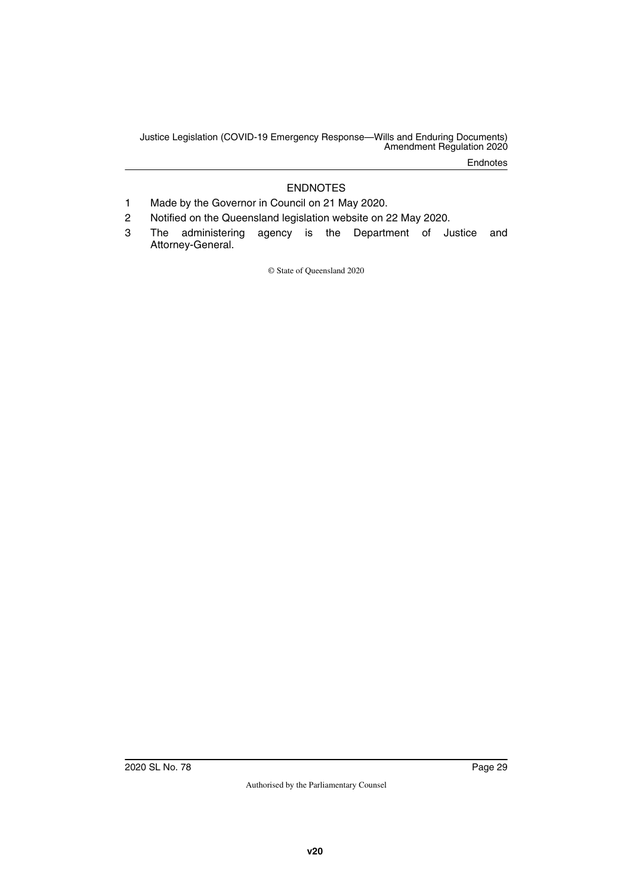## ENDNOTES

1 Made by the Governor in Council on 21 May 2020.

2 Notified on the Queensland legislation website on 22 May 2020.

3 The administering agency is the Department of Justice and Attorney-General.

© State of Queensland 2020